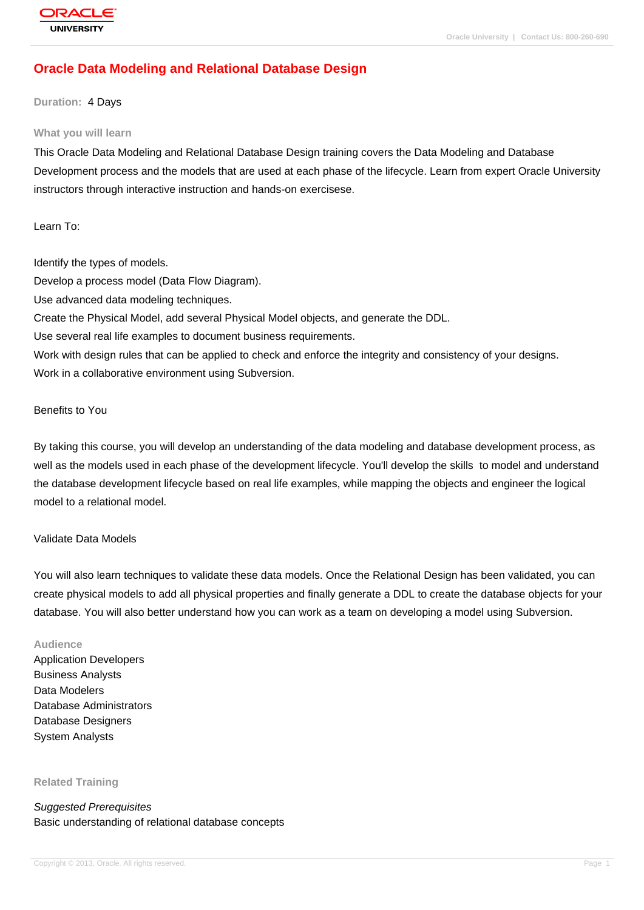# Oracle Data Modeling and Relational Database Design

**Duration:** 4 Days

## What you will learn

This Oracle Data Modeling and Relational Database Design training covers the Data Modeling and Database Development process and the models that are used at each phase of the lifecycle. Learn from expert Oracle University instructors through interactive instruction and hands-on exercisese.

Learn To:

Identify the types of models.
Develop a process model (Data Flow Diagram).
Use advanced data modeling techniques.
Create the Physical Model, add several Physical Model objects, and generate the DDL.
Use several real life examples to document business requirements.
Work with design rules that can be applied to check and enforce the integrity and consistency of your designs.
Work in a collaborative environment using Subversion.

Benefits to You

By taking this course, you will develop an understanding of the data modeling and database development process, as well as the models used in each phase of the development lifecycle. You'll develop the skills to model and understand the database development lifecycle based on real life examples, while mapping the objects and engineer the logical model to a relational model.

Validate Data Models

You will also learn techniques to validate these data models. Once the Relational Design has been validated, you can create physical models to add all physical properties and finally generate a DDL to create the database objects for your database. You will also better understand how you can work as a team on developing a model using Subversion.

## Audience

Application Developers
Business Analysts
Data Modelers
Database Administrators
Database Designers
System Analysts

## Related Training

*Suggested Prerequisites*
Basic understanding of relational database concepts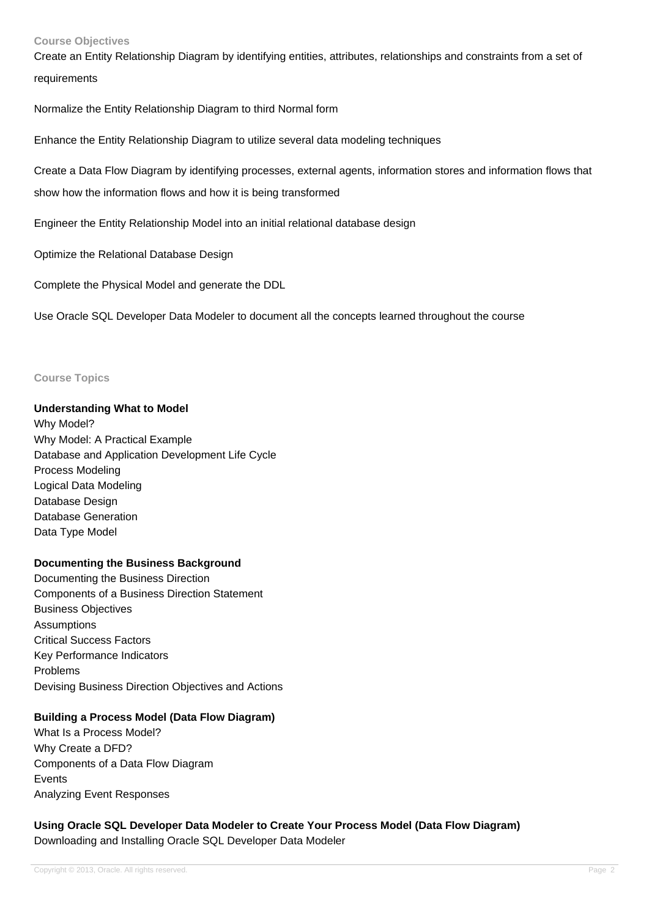## Course Objectives

Create an Entity Relationship Diagram by identifying entities, attributes, relationships and constraints from a set of requirements

Normalize the Entity Relationship Diagram to third Normal form

Enhance the Entity Relationship Diagram to utilize several data modeling techniques

Create a Data Flow Diagram by identifying processes, external agents, information stores and information flows that show how the information flows and how it is being transformed

Engineer the Entity Relationship Model into an initial relational database design

Optimize the Relational Database Design

Complete the Physical Model and generate the DDL

Use Oracle SQL Developer Data Modeler to document all the concepts learned throughout the course

## Course Topics

**Understanding What to Model**

Why Model?
Why Model: A Practical Example
Database and Application Development Life Cycle
Process Modeling
Logical Data Modeling
Database Design
Database Generation
Data Type Model

**Documenting the Business Background**

Documenting the Business Direction
Components of a Business Direction Statement
Business Objectives
Assumptions
Critical Success Factors
Key Performance Indicators
Problems
Devising Business Direction Objectives and Actions

**Building a Process Model (Data Flow Diagram)**

What Is a Process Model?
Why Create a DFD?
Components of a Data Flow Diagram
Events
Analyzing Event Responses

**Using Oracle SQL Developer Data Modeler to Create Your Process Model (Data Flow Diagram)**

Downloading and Installing Oracle SQL Developer Data Modeler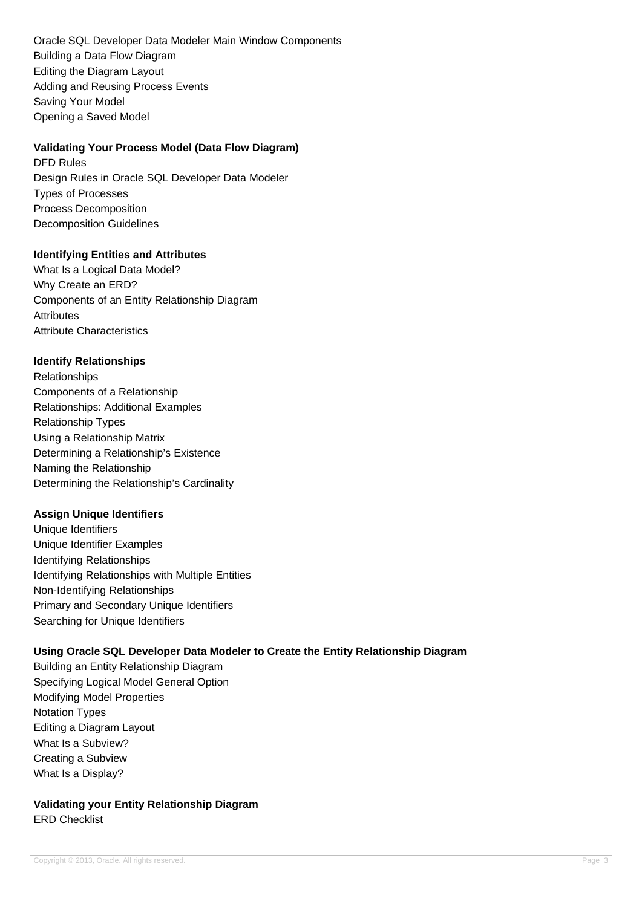Oracle SQL Developer Data Modeler Main Window Components
Building a Data Flow Diagram
Editing the Diagram Layout
Adding and Reusing Process Events
Saving Your Model
Opening a Saved Model

**Validating Your Process Model (Data Flow Diagram)**

DFD Rules
Design Rules in Oracle SQL Developer Data Modeler
Types of Processes
Process Decomposition
Decomposition Guidelines

**Identifying Entities and Attributes**

What Is a Logical Data Model?
Why Create an ERD?
Components of an Entity Relationship Diagram
Attributes
Attribute Characteristics

**Identify Relationships**

Relationships
Components of a Relationship
Relationships: Additional Examples
Relationship Types
Using a Relationship Matrix
Determining a Relationship's Existence
Naming the Relationship
Determining the Relationship's Cardinality

**Assign Unique Identifiers**

Unique Identifiers
Unique Identifier Examples
Identifying Relationships
Identifying Relationships with Multiple Entities
Non-Identifying Relationships
Primary and Secondary Unique Identifiers
Searching for Unique Identifiers

**Using Oracle SQL Developer Data Modeler to Create the Entity Relationship Diagram**

Building an Entity Relationship Diagram
Specifying Logical Model General Option
Modifying Model Properties
Notation Types
Editing a Diagram Layout
What Is a Subview?
Creating a Subview
What Is a Display?

**Validating your Entity Relationship Diagram**

ERD Checklist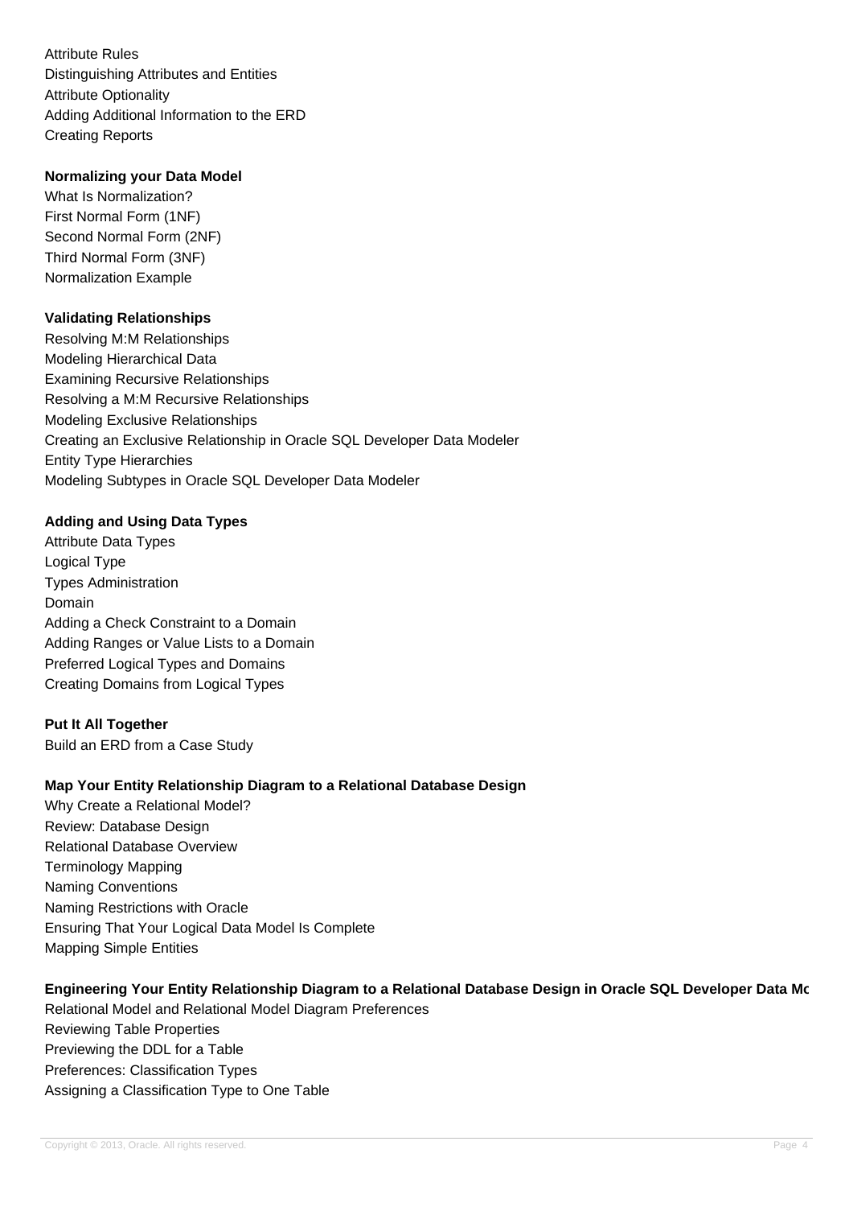Attribute Rules
Distinguishing Attributes and Entities
Attribute Optionality
Adding Additional Information to the ERD
Creating Reports

**Normalizing your Data Model**

What Is Normalization?
First Normal Form (1NF)
Second Normal Form (2NF)
Third Normal Form (3NF)
Normalization Example

**Validating Relationships**

Resolving M:M Relationships
Modeling Hierarchical Data
Examining Recursive Relationships
Resolving a M:M Recursive Relationships
Modeling Exclusive Relationships
Creating an Exclusive Relationship in Oracle SQL Developer Data Modeler
Entity Type Hierarchies
Modeling Subtypes in Oracle SQL Developer Data Modeler

**Adding and Using Data Types**

Attribute Data Types
Logical Type
Types Administration
Domain
Adding a Check Constraint to a Domain
Adding Ranges or Value Lists to a Domain
Preferred Logical Types and Domains
Creating Domains from Logical Types

**Put It All Together**

Build an ERD from a Case Study

**Map Your Entity Relationship Diagram to a Relational Database Design**

Why Create a Relational Model?
Review: Database Design
Relational Database Overview
Terminology Mapping
Naming Conventions
Naming Restrictions with Oracle
Ensuring That Your Logical Data Model Is Complete
Mapping Simple Entities

**Engineering Your Entity Relationship Diagram to a Relational Database Design in Oracle SQL Developer Data Mc**

Relational Model and Relational Model Diagram Preferences
Reviewing Table Properties
Previewing the DDL for a Table
Preferences: Classification Types
Assigning a Classification Type to One Table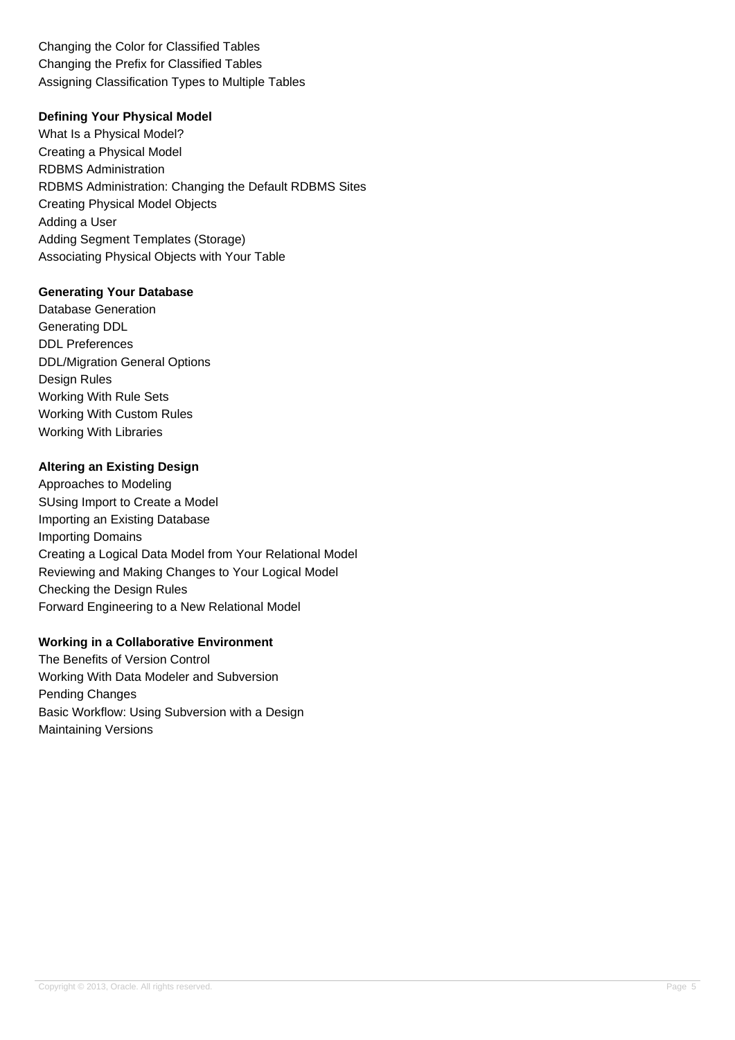Changing the Color for Classified Tables
Changing the Prefix for Classified Tables
Assigning Classification Types to Multiple Tables

**Defining Your Physical Model**

What Is a Physical Model?
Creating a Physical Model
RDBMS Administration
RDBMS Administration: Changing the Default RDBMS Sites
Creating Physical Model Objects
Adding a User
Adding Segment Templates (Storage)
Associating Physical Objects with Your Table

**Generating Your Database**

Database Generation
Generating DDL
DDL Preferences
DDL/Migration General Options
Design Rules
Working With Rule Sets
Working With Custom Rules
Working With Libraries

**Altering an Existing Design**

Approaches to Modeling
SUsing Import to Create a Model
Importing an Existing Database
Importing Domains
Creating a Logical Data Model from Your Relational Model
Reviewing and Making Changes to Your Logical Model
Checking the Design Rules
Forward Engineering to a New Relational Model

**Working in a Collaborative Environment**

The Benefits of Version Control
Working With Data Modeler and Subversion
Pending Changes
Basic Workflow: Using Subversion with a Design
Maintaining Versions